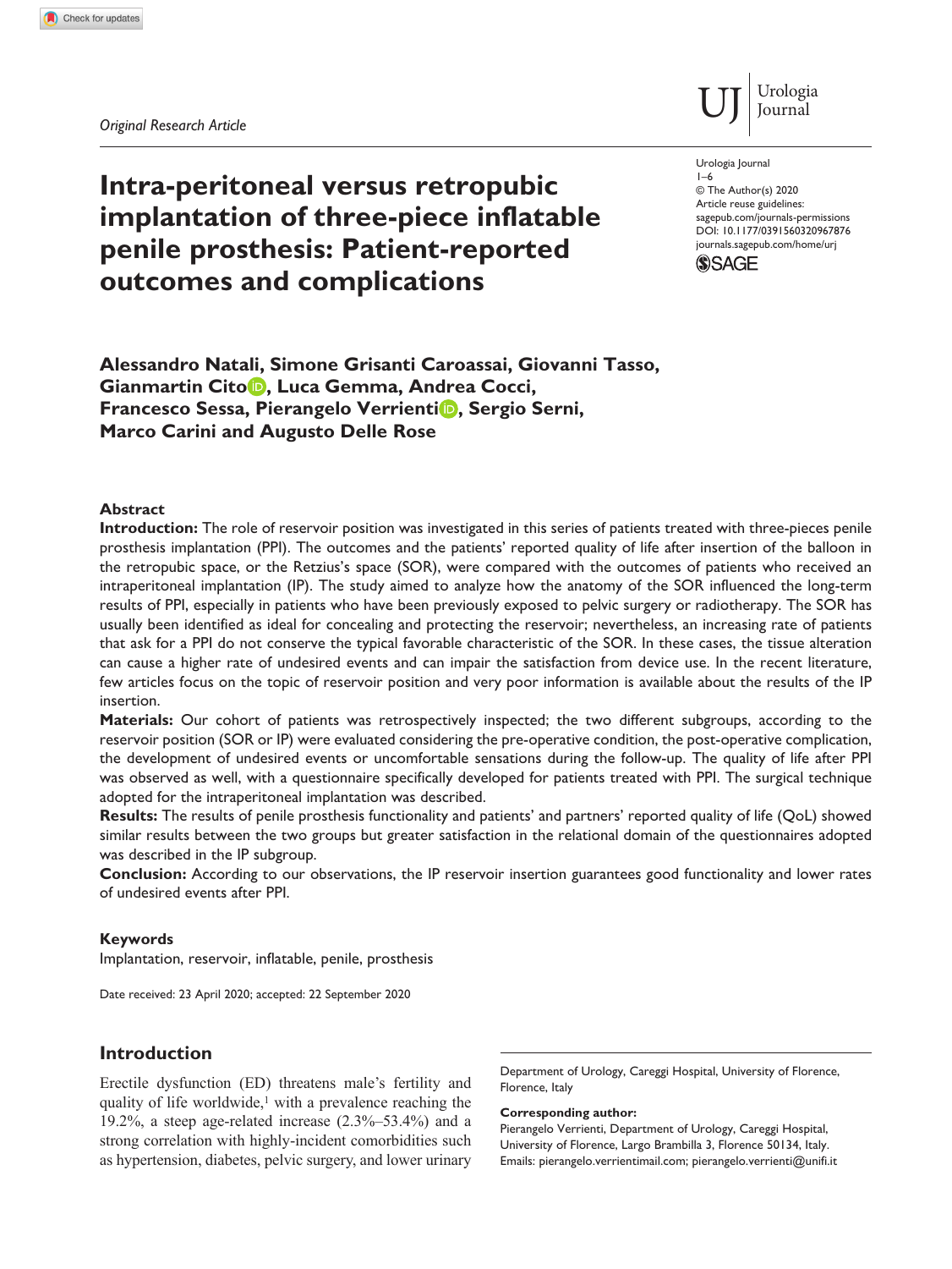*Original Research Article*

# Intra-peritoneal versus retropubic implantation of three-piece inflatable penile prosthesis: Patient-reported outcomes and complications

Urologia Journal
1–6
© The Author(s) 2020
Article reuse guidelines:
sagepub.com/journals-permissions
DOI: 10.1177/0391560320967876
journals.sagepub.com/home/urj

**Alessandro Natali, Simone Grisanti Caroassai, Giovanni Tasso, Gianmartin Cito, Luca Gemma, Andrea Cocci, Francesco Sessa, Pierangelo Verrienti, Sergio Serni, Marco Carini and Augusto Delle Rose**

## Abstract

**Introduction:** The role of reservoir position was investigated in this series of patients treated with three-pieces penile prosthesis implantation (PPI). The outcomes and the patients' reported quality of life after insertion of the balloon in the retropubic space, or the Retzius's space (SOR), were compared with the outcomes of patients who received an intraperitoneal implantation (IP). The study aimed to analyze how the anatomy of the SOR influenced the long-term results of PPI, especially in patients who have been previously exposed to pelvic surgery or radiotherapy. The SOR has usually been identified as ideal for concealing and protecting the reservoir; nevertheless, an increasing rate of patients that ask for a PPI do not conserve the typical favorable characteristic of the SOR. In these cases, the tissue alteration can cause a higher rate of undesired events and can impair the satisfaction from device use. In the recent literature, few articles focus on the topic of reservoir position and very poor information is available about the results of the IP insertion.

**Materials:** Our cohort of patients was retrospectively inspected; the two different subgroups, according to the reservoir position (SOR or IP) were evaluated considering the pre-operative condition, the post-operative complication, the development of undesired events or uncomfortable sensations during the follow-up. The quality of life after PPI was observed as well, with a questionnaire specifically developed for patients treated with PPI. The surgical technique adopted for the intraperitoneal implantation was described.

**Results:** The results of penile prosthesis functionality and patients' and partners' reported quality of life (QoL) showed similar results between the two groups but greater satisfaction in the relational domain of the questionnaires adopted was described in the IP subgroup.

**Conclusion:** According to our observations, the IP reservoir insertion guarantees good functionality and lower rates of undesired events after PPI.

### Keywords

Implantation, reservoir, inflatable, penile, prosthesis

Date received: 23 April 2020; accepted: 22 September 2020

## Introduction

Erectile dysfunction (ED) threatens male's fertility and quality of life worldwide,[1] with a prevalence reaching the 19.2%, a steep age-related increase (2.3%–53.4%) and a strong correlation with highly-incident comorbidities such as hypertension, diabetes, pelvic surgery, and lower urinary

Department of Urology, Careggi Hospital, University of Florence, Florence, Italy

**Corresponding author:**
Pierangelo Verrienti, Department of Urology, Careggi Hospital, University of Florence, Largo Brambilla 3, Florence 50134, Italy.
Emails: pierangelo.verrientimail.com; pierangelo.verrienti@unifi.it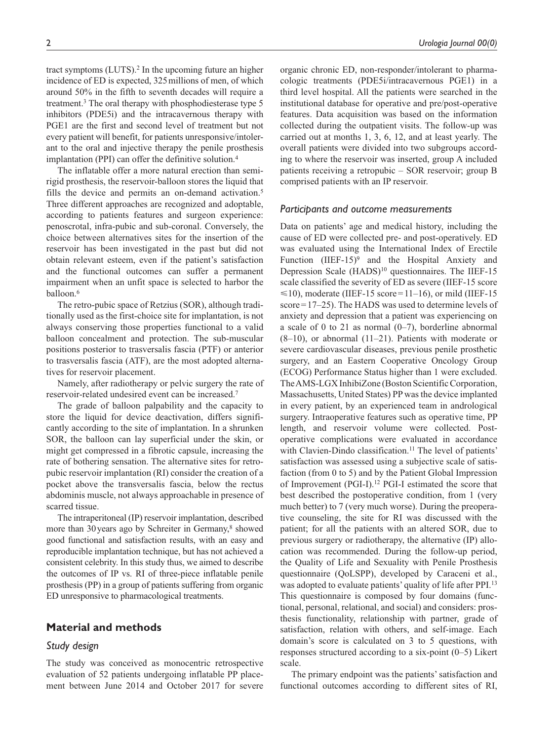tract symptoms (LUTS).[2] In the upcoming future an higher incidence of ED is expected, 325 millions of men, of which around 50% in the fifth to seventh decades will require a treatment.[3] The oral therapy with phosphodiesterase type 5 inhibitors (PDE5i) and the intracavernous therapy with PGE1 are the first and second level of treatment but not every patient will benefit, for patients unresponsive/intolerant to the oral and injective therapy the penile prosthesis implantation (PPI) can offer the definitive solution.[4]

The inflatable offer a more natural erection than semi-rigid prosthesis, the reservoir-balloon stores the liquid that fills the device and permits an on-demand activation.[5] Three different approaches are recognized and adoptable, according to patients features and surgeon experience: penoscrotal, infra-pubic and sub-coronal. Conversely, the choice between alternatives sites for the insertion of the reservoir has been investigated in the past but did not obtain relevant esteem, even if the patient's satisfaction and the functional outcomes can suffer a permanent impairment when an unfit space is selected to harbor the balloon.[6]

The retro-pubic space of Retzius (SOR), although traditionally used as the first-choice site for implantation, is not always conserving those properties functional to a valid balloon concealment and protection. The sub-muscular positions posterior to trasversalis fascia (PTF) or anterior to trasversalis fascia (ATF), are the most adopted alternatives for reservoir placement.

Namely, after radiotherapy or pelvic surgery the rate of reservoir-related undesired event can be increased.[7]

The grade of balloon palpability and the capacity to store the liquid for device deactivation, differs significantly according to the site of implantation. In a shrunken SOR, the balloon can lay superficial under the skin, or might get compressed in a fibrotic capsule, increasing the rate of bothering sensation. The alternative sites for retropubic reservoir implantation (RI) consider the creation of a pocket above the transversalis fascia, below the rectus abdominis muscle, not always approachable in presence of scarred tissue.

The intraperitoneal (IP) reservoir implantation, described more than 30 years ago by Schreiter in Germany,[8] showed good functional and satisfaction results, with an easy and reproducible implantation technique, but has not achieved a consistent celebrity. In this study thus, we aimed to describe the outcomes of IP vs. RI of three-piece inflatable penile prosthesis (PP) in a group of patients suffering from organic ED unresponsive to pharmacological treatments.

## Material and methods

### Study design

The study was conceived as monocentric retrospective evaluation of 52 patients undergoing inflatable PP placement between June 2014 and October 2017 for severe organic chronic ED, non-responder/intolerant to pharmacologic treatments (PDE5i/intracavernous PGE1) in a third level hospital. All the patients were searched in the institutional database for operative and pre/post-operative features. Data acquisition was based on the information collected during the outpatient visits. The follow-up was carried out at months 1, 3, 6, 12, and at least yearly. The overall patients were divided into two subgroups according to where the reservoir was inserted, group A included patients receiving a retropubic – SOR reservoir; group B comprised patients with an IP reservoir.

### Participants and outcome measurements

Data on patients' age and medical history, including the cause of ED were collected pre- and post-operatively. ED was evaluated using the International Index of Erectile Function (IIEF-15)[9] and the Hospital Anxiety and Depression Scale (HADS)[10] questionnaires. The IIEF-15 scale classified the severity of ED as severe (IIEF-15 score $\leqslant$10), moderate (IIEF-15 score = 11–16), or mild (IIEF-15 score = 17–25). The HADS was used to determine levels of anxiety and depression that a patient was experiencing on a scale of 0 to 21 as normal (0–7), borderline abnormal (8–10), or abnormal (11–21). Patients with moderate or severe cardiovascular diseases, previous penile prosthetic surgery, and an Eastern Cooperative Oncology Group (ECOG) Performance Status higher than 1 were excluded. The AMS-LGX InhibiZone (Boston Scientific Corporation, Massachusetts, United States) PP was the device implanted in every patient, by an experienced team in andrological surgery. Intraoperative features such as operative time, PP length, and reservoir volume were collected. Post-operative complications were evaluated in accordance with Clavien-Dindo classification.[11] The level of patients' satisfaction was assessed using a subjective scale of satisfaction (from 0 to 5) and by the Patient Global Impression of Improvement (PGI-I).[12] PGI-I estimated the score that best described the postoperative condition, from 1 (very much better) to 7 (very much worse). During the preoperative counseling, the site for RI was discussed with the patient; for all the patients with an altered SOR, due to previous surgery or radiotherapy, the alternative (IP) allocation was recommended. During the follow-up period, the Quality of Life and Sexuality with Penile Prosthesis questionnaire (QoLSPP), developed by Caraceni et al., was adopted to evaluate patients' quality of life after PPI.[13] This questionnaire is composed by four domains (functional, personal, relational, and social) and considers: prosthesis functionality, relationship with partner, grade of satisfaction, relation with others, and self-image. Each domain's score is calculated on 3 to 5 questions, with responses structured according to a six-point (0–5) Likert scale.

The primary endpoint was the patients' satisfaction and functional outcomes according to different sites of RI,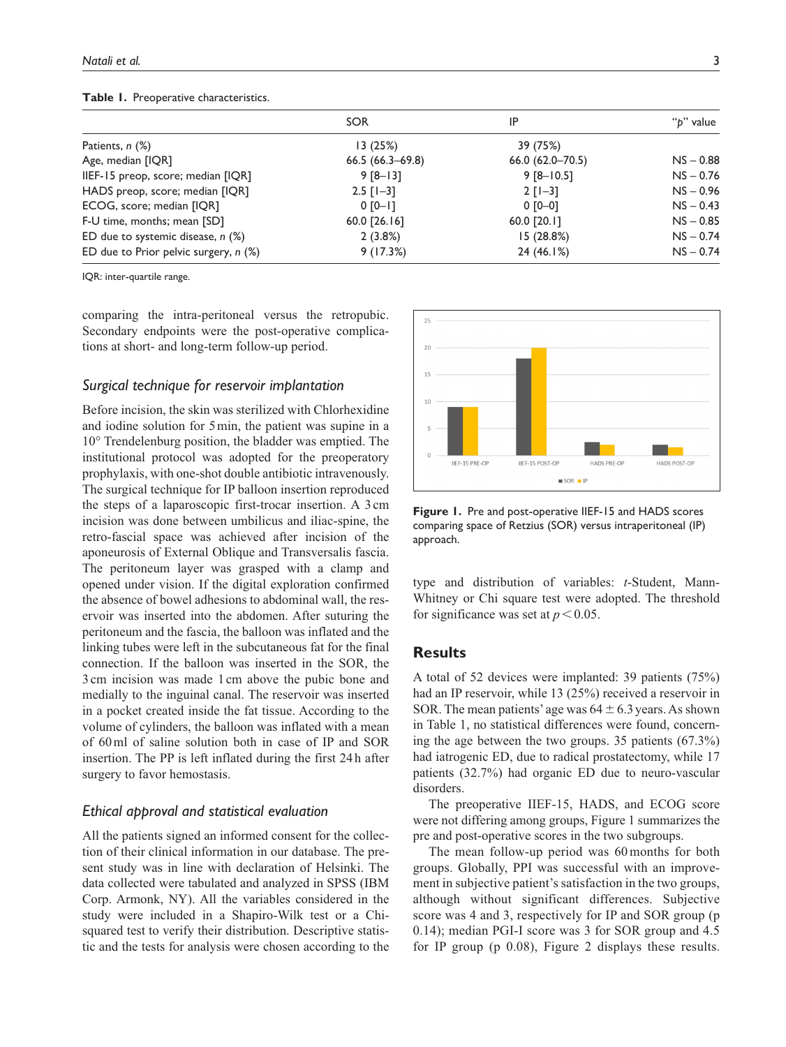**Table 1.** Preoperative characteristics.

| | SOR | IP | "p" value |
|---|---|---|---|
| Patients, *n* (%) | 13 (25%) | 39 (75%) | |
| Age, median [IQR] | 66.5 (66.3–69.8) | 66.0 (62.0–70.5) | NS – 0.88 |
| IIEF-15 preop, score; median [IQR] | 9 [8–13] | 9 [8–10.5] | NS – 0.76 |
| HADS preop, score; median [IQR] | 2.5 [1–3] | 2 [1–3] | NS – 0.96 |
| ECOG, score; median [IQR] | 0 [0–1] | 0 [0–0] | NS – 0.43 |
| F-U time, months; mean [SD] | 60.0 [26.16] | 60.0 [20.1] | NS – 0.85 |
| ED due to systemic disease, *n* (%) | 2 (3.8%) | 15 (28.8%) | NS – 0.74 |
| ED due to Prior pelvic surgery, *n* (%) | 9 (17.3%) | 24 (46.1%) | NS – 0.74 |

IQR: inter-quartile range.

comparing the intra-peritoneal versus the retropubic. Secondary endpoints were the post-operative complications at short- and long-term follow-up period.

### *Surgical technique for reservoir implantation*

Before incision, the skin was sterilized with Chlorhexidine and iodine solution for 5 min, the patient was supine in a 10° Trendelenburg position, the bladder was emptied. The institutional protocol was adopted for the preoperatory prophylaxis, with one-shot double antibiotic intravenously. The surgical technique for IP balloon insertion reproduced the steps of a laparoscopic first-trocar insertion. A 3 cm incision was done between umbilicus and iliac-spine, the retro-fascial space was achieved after incision of the aponeurosis of External Oblique and Transversalis fascia. The peritoneum layer was grasped with a clamp and opened under vision. If the digital exploration confirmed the absence of bowel adhesions to abdominal wall, the reservoir was inserted into the abdomen. After suturing the peritoneum and the fascia, the balloon was inflated and the linking tubes were left in the subcutaneous fat for the final connection. If the balloon was inserted in the SOR, the 3 cm incision was made 1 cm above the pubic bone and medially to the inguinal canal. The reservoir was inserted in a pocket created inside the fat tissue. According to the volume of cylinders, the balloon was inflated with a mean of 60 ml of saline solution both in case of IP and SOR insertion. The PP is left inflated during the first 24 h after surgery to favor hemostasis.

### *Ethical approval and statistical evaluation*

All the patients signed an informed consent for the collection of their clinical information in our database. The present study was in line with declaration of Helsinki. The data collected were tabulated and analyzed in SPSS (IBM Corp. Armonk, NY). All the variables considered in the study were included in a Shapiro-Wilk test or a Chi-squared test to verify their distribution. Descriptive statistic and the tests for analysis were chosen according to the type and distribution of variables: *t*-Student, Mann-Whitney or Chi square test were adopted. The threshold for significance was set at $p < 0.05$.

**Figure 1.** Pre and post-operative IIEF-15 and HADS scores comparing space of Retzius (SOR) versus intraperitoneal (IP) approach.

## Results

A total of 52 devices were implanted: 39 patients (75%) had an IP reservoir, while 13 (25%) received a reservoir in SOR. The mean patients' age was 64 ± 6.3 years. As shown in Table 1, no statistical differences were found, concerning the age between the two groups. 35 patients (67.3%) had iatrogenic ED, due to radical prostatectomy, while 17 patients (32.7%) had organic ED due to neuro-vascular disorders.

The preoperative IIEF-15, HADS, and ECOG score were not differing among groups, Figure 1 summarizes the pre and post-operative scores in the two subgroups.

The mean follow-up period was 60 months for both groups. Globally, PPI was successful with an improvement in subjective patient's satisfaction in the two groups, although without significant differences. Subjective score was 4 and 3, respectively for IP and SOR group (p 0.14); median PGI-I score was 3 for SOR group and 4.5 for IP group (p 0.08), Figure 2 displays these results.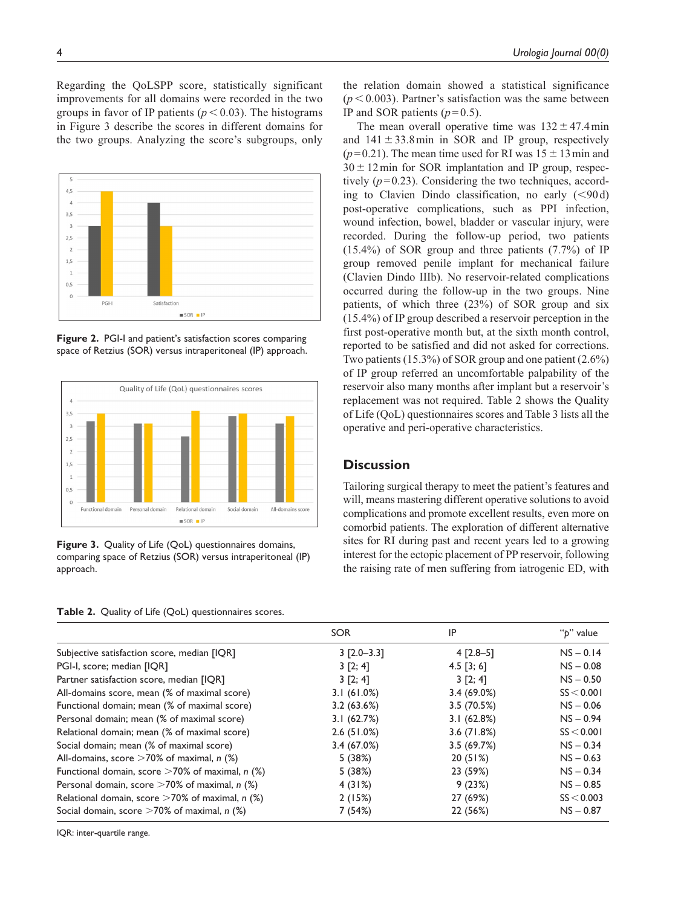Regarding the QoLSPP score, statistically significant improvements for all domains were recorded in the two groups in favor of IP patients ($p < 0.03$). The histograms in Figure 3 describe the scores in different domains for the two groups. Analyzing the score's subgroups, only the relation domain showed a statistical significance ($p < 0.003$). Partner's satisfaction was the same between IP and SOR patients ($p = 0.5$).

The mean overall operative time was 132 ± 47.4 min and 141 ± 33.8 min in SOR and IP group, respectively ($p = 0.21$). The mean time used for RI was 15 ± 13 min and 30 ± 12 min for SOR implantation and IP group, respectively ($p = 0.23$). Considering the two techniques, according to Clavien Dindo classification, no early (<90 d) post-operative complications, such as PPI infection, wound infection, bowel, bladder or vascular injury, were recorded. During the follow-up period, two patients (15.4%) of SOR group and three patients (7.7%) of IP group removed penile implant for mechanical failure (Clavien Dindo IIIb). No reservoir-related complications occurred during the follow-up in the two groups. Nine patients, of which three (23%) of SOR group and six (15.4%) of IP group described a reservoir perception in the first post-operative month but, at the sixth month control, reported to be satisfied and did not asked for corrections. Two patients (15.3%) of SOR group and one patient (2.6%) of IP group referred an uncomfortable palpability of the reservoir also many months after implant but a reservoir's replacement was not required. Table 2 shows the Quality of Life (QoL) questionnaires scores and Table 3 lists all the operative and peri-operative characteristics.

**Figure 2.** PGI-I and patient's satisfaction scores comparing space of Retzius (SOR) versus intraperitoneal (IP) approach.

**Figure 3.** Quality of Life (QoL) questionnaires domains, comparing space of Retzius (SOR) versus intraperitoneal (IP) approach.

## Discussion

Tailoring surgical therapy to meet the patient's features and will, means mastering different operative solutions to avoid complications and promote excellent results, even more on comorbid patients. The exploration of different alternative sites for RI during past and recent years led to a growing interest for the ectopic placement of PP reservoir, following the raising rate of men suffering from iatrogenic ED, with

**Table 2.** Quality of Life (QoL) questionnaires scores.

| | SOR | IP | "p" value |
|---|---|---|---|
| Subjective satisfaction score, median [IQR] | 3 [2.0–3.3] | 4 [2.8–5] | NS – 0.14 |
| PGI-I, score; median [IQR] | 3 [2; 4] | 4.5 [3; 6] | NS – 0.08 |
| Partner satisfaction score, median [IQR] | 3 [2; 4] | 3 [2; 4] | NS – 0.50 |
| All-domains score, mean (% of maximal score) | 3.1 (61.0%) | 3.4 (69.0%) | SS < 0.001 |
| Functional domain; mean (% of maximal score) | 3.2 (63.6%) | 3.5 (70.5%) | NS – 0.06 |
| Personal domain; mean (% of maximal score) | 3.1 (62.7%) | 3.1 (62.8%) | NS – 0.94 |
| Relational domain; mean (% of maximal score) | 2.6 (51.0%) | 3.6 (71.8%) | SS < 0.001 |
| Social domain; mean (% of maximal score) | 3.4 (67.0%) | 3.5 (69.7%) | NS – 0.34 |
| All-domains, score >70% of maximal, *n* (%) | 5 (38%) | 20 (51%) | NS – 0.63 |
| Functional domain, score >70% of maximal, *n* (%) | 5 (38%) | 23 (59%) | NS – 0.34 |
| Personal domain, score >70% of maximal, *n* (%) | 4 (31%) | 9 (23%) | NS – 0.85 |
| Relational domain, score >70% of maximal, *n* (%) | 2 (15%) | 27 (69%) | SS < 0.003 |
| Social domain, score >70% of maximal, *n* (%) | 7 (54%) | 22 (56%) | NS – 0.87 |

IQR: inter-quartile range.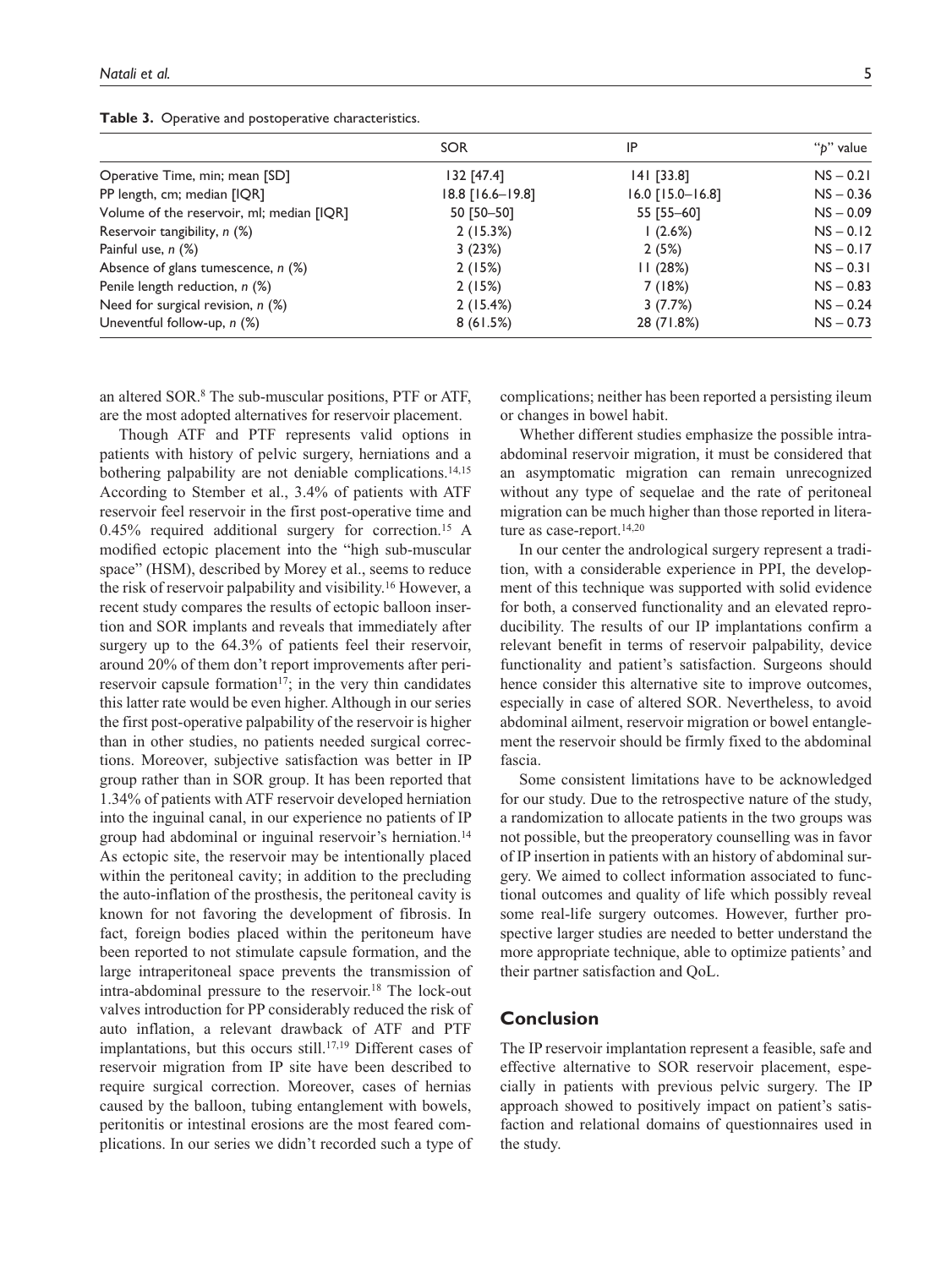**Table 3.** Operative and postoperative characteristics.

| | SOR | IP | "p" value |
|---|---|---|---|
| Operative Time, min; mean [SD] | 132 [47.4] | 141 [33.8] | NS – 0.21 |
| PP length, cm; median [IQR] | 18.8 [16.6–19.8] | 16.0 [15.0–16.8] | NS – 0.36 |
| Volume of the reservoir, ml; median [IQR] | 50 [50–50] | 55 [55–60] | NS – 0.09 |
| Reservoir tangibility, n (%) | 2 (15.3%) | 1 (2.6%) | NS – 0.12 |
| Painful use, n (%) | 3 (23%) | 2 (5%) | NS – 0.17 |
| Absence of glans tumescence, n (%) | 2 (15%) | 11 (28%) | NS – 0.31 |
| Penile length reduction, n (%) | 2 (15%) | 7 (18%) | NS – 0.83 |
| Need for surgical revision, n (%) | 2 (15.4%) | 3 (7.7%) | NS – 0.24 |
| Uneventful follow-up, n (%) | 8 (61.5%) | 28 (71.8%) | NS – 0.73 |

an altered SOR.[8] The sub-muscular positions, PTF or ATF, are the most adopted alternatives for reservoir placement.

Though ATF and PTF represents valid options in patients with history of pelvic surgery, herniations and a bothering palpability are not deniable complications.[14,15] According to Stember et al., 3.4% of patients with ATF reservoir feel reservoir in the first post-operative time and 0.45% required additional surgery for correction.[15] A modified ectopic placement into the "high sub-muscular space" (HSM), described by Morey et al., seems to reduce the risk of reservoir palpability and visibility.[16] However, a recent study compares the results of ectopic balloon insertion and SOR implants and reveals that immediately after surgery up to the 64.3% of patients feel their reservoir, around 20% of them don't report improvements after peri-reservoir capsule formation[17]; in the very thin candidates this latter rate would be even higher. Although in our series the first post-operative palpability of the reservoir is higher than in other studies, no patients needed surgical corrections. Moreover, subjective satisfaction was better in IP group rather than in SOR group. It has been reported that 1.34% of patients with ATF reservoir developed herniation into the inguinal canal, in our experience no patients of IP group had abdominal or inguinal reservoir's herniation.[14] As ectopic site, the reservoir may be intentionally placed within the peritoneal cavity; in addition to the precluding the auto-inflation of the prosthesis, the peritoneal cavity is known for not favoring the development of fibrosis. In fact, foreign bodies placed within the peritoneum have been reported to not stimulate capsule formation, and the large intraperitoneal space prevents the transmission of intra-abdominal pressure to the reservoir.[18] The lock-out valves introduction for PP considerably reduced the risk of auto inflation, a relevant drawback of ATF and PTF implantations, but this occurs still.[17,19] Different cases of reservoir migration from IP site have been described to require surgical correction. Moreover, cases of hernias caused by the balloon, tubing entanglement with bowels, peritonitis or intestinal erosions are the most feared complications. In our series we didn't recorded such a type of complications; neither has been reported a persisting ileum or changes in bowel habit.

Whether different studies emphasize the possible intra-abdominal reservoir migration, it must be considered that an asymptomatic migration can remain unrecognized without any type of sequelae and the rate of peritoneal migration can be much higher than those reported in literature as case-report.[14,20]

In our center the andrological surgery represent a tradition, with a considerable experience in PPI, the development of this technique was supported with solid evidence for both, a conserved functionality and an elevated reproducibility. The results of our IP implantations confirm a relevant benefit in terms of reservoir palpability, device functionality and patient's satisfaction. Surgeons should hence consider this alternative site to improve outcomes, especially in case of altered SOR. Nevertheless, to avoid abdominal ailment, reservoir migration or bowel entanglement the reservoir should be firmly fixed to the abdominal fascia.

Some consistent limitations have to be acknowledged for our study. Due to the retrospective nature of the study, a randomization to allocate patients in the two groups was not possible, but the preoperatory counselling was in favor of IP insertion in patients with an history of abdominal surgery. We aimed to collect information associated to functional outcomes and quality of life which possibly reveal some real-life surgery outcomes. However, further prospective larger studies are needed to better understand the more appropriate technique, able to optimize patients' and their partner satisfaction and QoL.

## Conclusion

The IP reservoir implantation represent a feasible, safe and effective alternative to SOR reservoir placement, especially in patients with previous pelvic surgery. The IP approach showed to positively impact on patient's satisfaction and relational domains of questionnaires used in the study.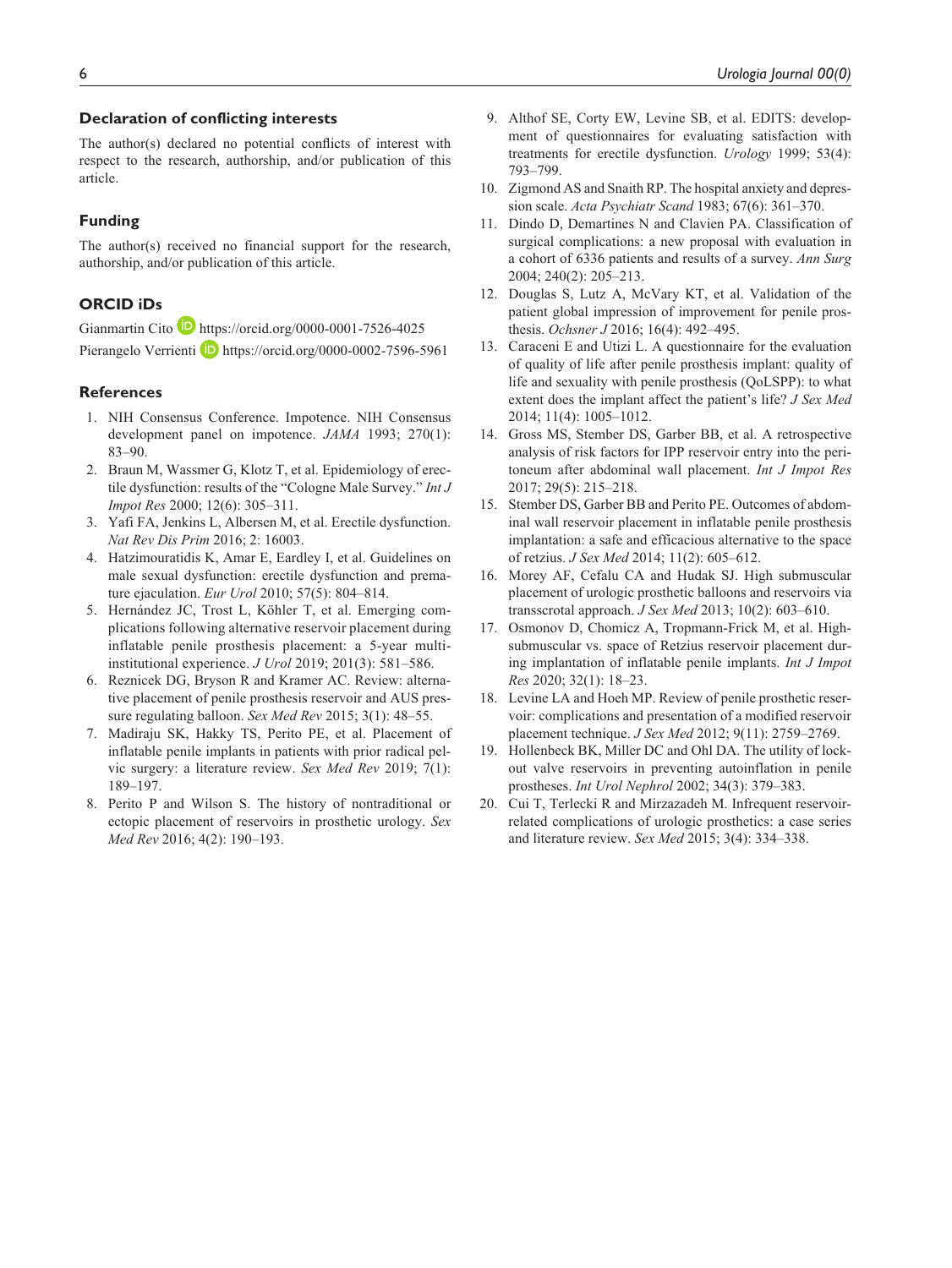## Declaration of conflicting interests

The author(s) declared no potential conflicts of interest with respect to the research, authorship, and/or publication of this article.

## Funding

The author(s) received no financial support for the research, authorship, and/or publication of this article.

## ORCID iDs

Gianmartin Cito https://orcid.org/0000-0001-7526-4025
Pierangelo Verrienti https://orcid.org/0000-0002-7596-5961

## References

1. NIH Consensus Conference. Impotence. NIH Consensus development panel on impotence. *JAMA* 1993; 270(1): 83–90.
2. Braun M, Wassmer G, Klotz T, et al. Epidemiology of erectile dysfunction: results of the "Cologne Male Survey." *Int J Impot Res* 2000; 12(6): 305–311.
3. Yafi FA, Jenkins L, Albersen M, et al. Erectile dysfunction. *Nat Rev Dis Prim* 2016; 2: 16003.
4. Hatzimouratidis K, Amar E, Eardley I, et al. Guidelines on male sexual dysfunction: erectile dysfunction and premature ejaculation. *Eur Urol* 2010; 57(5): 804–814.
5. Hernández JC, Trost L, Köhler T, et al. Emerging complications following alternative reservoir placement during inflatable penile prosthesis placement: a 5-year multi-institutional experience. *J Urol* 2019; 201(3): 581–586.
6. Reznicek DG, Bryson R and Kramer AC. Review: alternative placement of penile prosthesis reservoir and AUS pressure regulating balloon. *Sex Med Rev* 2015; 3(1): 48–55.
7. Madiraju SK, Hakky TS, Perito PE, et al. Placement of inflatable penile implants in patients with prior radical pelvic surgery: a literature review. *Sex Med Rev* 2019; 7(1): 189–197.
8. Perito P and Wilson S. The history of nontraditional or ectopic placement of reservoirs in prosthetic urology. *Sex Med Rev* 2016; 4(2): 190–193.
9. Althof SE, Corty EW, Levine SB, et al. EDITS: development of questionnaires for evaluating satisfaction with treatments for erectile dysfunction. *Urology* 1999; 53(4): 793–799.
10. Zigmond AS and Snaith RP. The hospital anxiety and depression scale. *Acta Psychiatr Scand* 1983; 67(6): 361–370.
11. Dindo D, Demartines N and Clavien PA. Classification of surgical complications: a new proposal with evaluation in a cohort of 6336 patients and results of a survey. *Ann Surg* 2004; 240(2): 205–213.
12. Douglas S, Lutz A, McVary KT, et al. Validation of the patient global impression of improvement for penile prosthesis. *Ochsner J* 2016; 16(4): 492–495.
13. Caraceni E and Utizi L. A questionnaire for the evaluation of quality of life after penile prosthesis implant: quality of life and sexuality with penile prosthesis (QoLSPP): to what extent does the implant affect the patient's life? *J Sex Med* 2014; 11(4): 1005–1012.
14. Gross MS, Stember DS, Garber BB, et al. A retrospective analysis of risk factors for IPP reservoir entry into the peritoneum after abdominal wall placement. *Int J Impot Res* 2017; 29(5): 215–218.
15. Stember DS, Garber BB and Perito PE. Outcomes of abdominal wall reservoir placement in inflatable penile prosthesis implantation: a safe and efficacious alternative to the space of retzius. *J Sex Med* 2014; 11(2): 605–612.
16. Morey AF, Cefalu CA and Hudak SJ. High submuscular placement of urologic prosthetic balloons and reservoirs via transscrotal approach. *J Sex Med* 2013; 10(2): 603–610.
17. Osmonov D, Chomicz A, Tropmann-Frick M, et al. High-submuscular vs. space of Retzius reservoir placement during implantation of inflatable penile implants. *Int J Impot Res* 2020; 32(1): 18–23.
18. Levine LA and Hoeh MP. Review of penile prosthetic reservoir: complications and presentation of a modified reservoir placement technique. *J Sex Med* 2012; 9(11): 2759–2769.
19. Hollenbeck BK, Miller DC and Ohl DA. The utility of lockout valve reservoirs in preventing autoinflation in penile prostheses. *Int Urol Nephrol* 2002; 34(3): 379–383.
20. Cui T, Terlecki R and Mirzazadeh M. Infrequent reservoir-related complications of urologic prosthetics: a case series and literature review. *Sex Med* 2015; 3(4): 334–338.